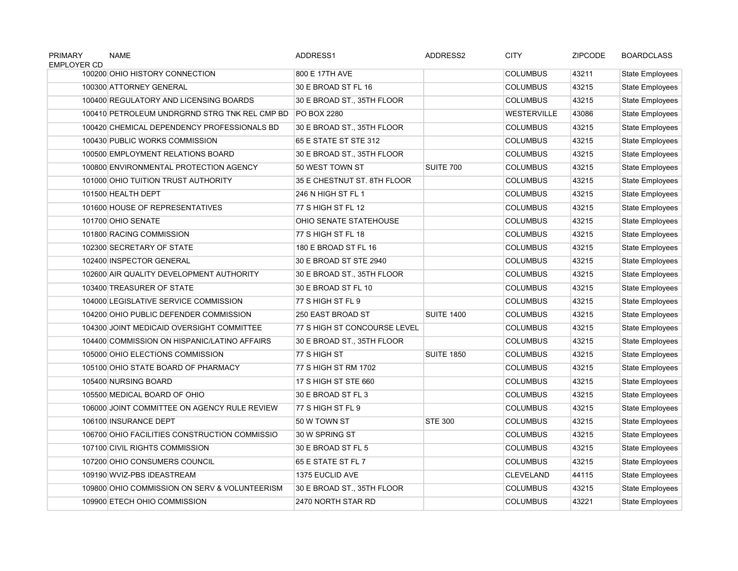| PRIMARY EMPLOYER CD | NAME | ADDRESS1 | ADDRESS2 | CITY | ZIPCODE | BOARDCLASS |
|---|---|---|---|---|---|---|
| 100200 | OHIO HISTORY CONNECTION | 800 E 17TH AVE | | COLUMBUS | 43211 | State Employees |
| 100300 | ATTORNEY GENERAL | 30 E BROAD ST FL 16 | | COLUMBUS | 43215 | State Employees |
| 100400 | REGULATORY AND LICENSING BOARDS | 30 E BROAD ST., 35TH FLOOR | | COLUMBUS | 43215 | State Employees |
| 100410 | PETROLEUM UNDRGRND STRG TNK REL CMP BD | PO BOX 2280 | | WESTERVILLE | 43086 | State Employees |
| 100420 | CHEMICAL DEPENDENCY PROFESSIONALS BD | 30 E BROAD ST., 35TH FLOOR | | COLUMBUS | 43215 | State Employees |
| 100430 | PUBLIC WORKS COMMISSION | 65 E STATE ST STE 312 | | COLUMBUS | 43215 | State Employees |
| 100500 | EMPLOYMENT RELATIONS BOARD | 30 E BROAD ST., 35TH FLOOR | | COLUMBUS | 43215 | State Employees |
| 100800 | ENVIRONMENTAL PROTECTION AGENCY | 50 WEST TOWN ST | SUITE 700 | COLUMBUS | 43215 | State Employees |
| 101000 | OHIO TUITION TRUST AUTHORITY | 35 E CHESTNUT ST. 8TH FLOOR | | COLUMBUS | 43215 | State Employees |
| 101500 | HEALTH DEPT | 246 N HIGH ST FL 1 | | COLUMBUS | 43215 | State Employees |
| 101600 | HOUSE OF REPRESENTATIVES | 77 S HIGH ST FL 12 | | COLUMBUS | 43215 | State Employees |
| 101700 | OHIO SENATE | OHIO SENATE STATEHOUSE | | COLUMBUS | 43215 | State Employees |
| 101800 | RACING COMMISSION | 77 S HIGH ST FL 18 | | COLUMBUS | 43215 | State Employees |
| 102300 | SECRETARY OF STATE | 180 E BROAD ST FL 16 | | COLUMBUS | 43215 | State Employees |
| 102400 | INSPECTOR GENERAL | 30 E BROAD ST STE 2940 | | COLUMBUS | 43215 | State Employees |
| 102600 | AIR QUALITY DEVELOPMENT AUTHORITY | 30 E BROAD ST., 35TH FLOOR | | COLUMBUS | 43215 | State Employees |
| 103400 | TREASURER OF STATE | 30 E BROAD ST FL 10 | | COLUMBUS | 43215 | State Employees |
| 104000 | LEGISLATIVE SERVICE COMMISSION | 77 S HIGH ST FL 9 | | COLUMBUS | 43215 | State Employees |
| 104200 | OHIO PUBLIC DEFENDER COMMISSION | 250 EAST BROAD ST | SUITE 1400 | COLUMBUS | 43215 | State Employees |
| 104300 | JOINT MEDICAID OVERSIGHT COMMITTEE | 77 S HIGH ST CONCOURSE LEVEL | | COLUMBUS | 43215 | State Employees |
| 104400 | COMMISSION ON HISPANIC/LATINO AFFAIRS | 30 E BROAD ST., 35TH FLOOR | | COLUMBUS | 43215 | State Employees |
| 105000 | OHIO ELECTIONS COMMISSION | 77 S HIGH ST | SUITE 1850 | COLUMBUS | 43215 | State Employees |
| 105100 | OHIO STATE BOARD OF PHARMACY | 77 S HIGH ST RM 1702 | | COLUMBUS | 43215 | State Employees |
| 105400 | NURSING BOARD | 17 S HIGH ST STE 660 | | COLUMBUS | 43215 | State Employees |
| 105500 | MEDICAL BOARD OF OHIO | 30 E BROAD ST FL 3 | | COLUMBUS | 43215 | State Employees |
| 106000 | JOINT COMMITTEE ON AGENCY RULE REVIEW | 77 S HIGH ST FL 9 | | COLUMBUS | 43215 | State Employees |
| 106100 | INSURANCE DEPT | 50 W TOWN ST | STE 300 | COLUMBUS | 43215 | State Employees |
| 106700 | OHIO FACILITIES CONSTRUCTION COMMISSIO | 30 W SPRING ST | | COLUMBUS | 43215 | State Employees |
| 107100 | CIVIL RIGHTS COMMISSION | 30 E BROAD ST FL 5 | | COLUMBUS | 43215 | State Employees |
| 107200 | OHIO CONSUMERS COUNCIL | 65 E STATE ST FL 7 | | COLUMBUS | 43215 | State Employees |
| 109190 | WVIZ-PBS IDEASTREAM | 1375 EUCLID AVE | | CLEVELAND | 44115 | State Employees |
| 109800 | OHIO COMMISSION ON SERV & VOLUNTEERISM | 30 E BROAD ST., 35TH FLOOR | | COLUMBUS | 43215 | State Employees |
| 109900 | ETECH OHIO COMMISSION | 2470 NORTH STAR RD | | COLUMBUS | 43221 | State Employees |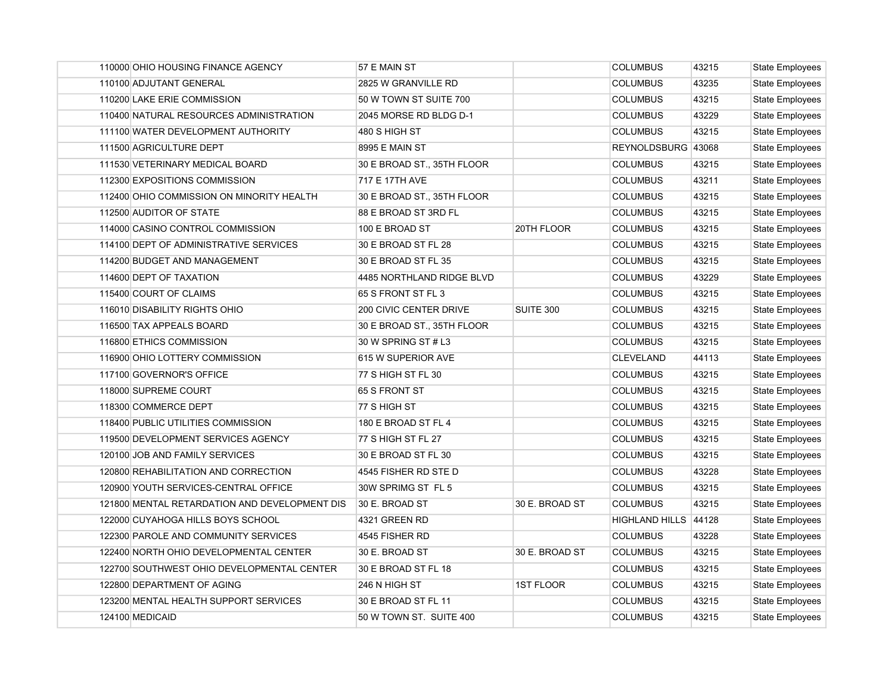| | | | | | | |
|---|---|---|---|---|---|---|
| 110000 | OHIO HOUSING FINANCE AGENCY | 57 E MAIN ST | | COLUMBUS | 43215 | State Employees |
| 110100 | ADJUTANT GENERAL | 2825 W GRANVILLE RD | | COLUMBUS | 43235 | State Employees |
| 110200 | LAKE ERIE COMMISSION | 50 W TOWN ST SUITE 700 | | COLUMBUS | 43215 | State Employees |
| 110400 | NATURAL RESOURCES ADMINISTRATION | 2045 MORSE RD BLDG D-1 | | COLUMBUS | 43229 | State Employees |
| 111100 | WATER DEVELOPMENT AUTHORITY | 480 S HIGH ST | | COLUMBUS | 43215 | State Employees |
| 111500 | AGRICULTURE DEPT | 8995 E MAIN ST | | REYNOLDSBURG | 43068 | State Employees |
| 111530 | VETERINARY MEDICAL BOARD | 30 E BROAD ST., 35TH FLOOR | | COLUMBUS | 43215 | State Employees |
| 112300 | EXPOSITIONS COMMISSION | 717 E 17TH AVE | | COLUMBUS | 43211 | State Employees |
| 112400 | OHIO COMMISSION ON MINORITY HEALTH | 30 E BROAD ST., 35TH FLOOR | | COLUMBUS | 43215 | State Employees |
| 112500 | AUDITOR OF STATE | 88 E BROAD ST 3RD FL | | COLUMBUS | 43215 | State Employees |
| 114000 | CASINO CONTROL COMMISSION | 100 E BROAD ST | 20TH FLOOR | COLUMBUS | 43215 | State Employees |
| 114100 | DEPT OF ADMINISTRATIVE SERVICES | 30 E BROAD ST FL 28 | | COLUMBUS | 43215 | State Employees |
| 114200 | BUDGET AND MANAGEMENT | 30 E BROAD ST FL 35 | | COLUMBUS | 43215 | State Employees |
| 114600 | DEPT OF TAXATION | 4485 NORTHLAND RIDGE BLVD | | COLUMBUS | 43229 | State Employees |
| 115400 | COURT OF CLAIMS | 65 S FRONT ST FL 3 | | COLUMBUS | 43215 | State Employees |
| 116010 | DISABILITY RIGHTS OHIO | 200 CIVIC CENTER DRIVE | SUITE 300 | COLUMBUS | 43215 | State Employees |
| 116500 | TAX APPEALS BOARD | 30 E BROAD ST., 35TH FLOOR | | COLUMBUS | 43215 | State Employees |
| 116800 | ETHICS COMMISSION | 30 W SPRING ST # L3 | | COLUMBUS | 43215 | State Employees |
| 116900 | OHIO LOTTERY COMMISSION | 615 W SUPERIOR AVE | | CLEVELAND | 44113 | State Employees |
| 117100 | GOVERNOR'S OFFICE | 77 S HIGH ST FL 30 | | COLUMBUS | 43215 | State Employees |
| 118000 | SUPREME COURT | 65 S FRONT ST | | COLUMBUS | 43215 | State Employees |
| 118300 | COMMERCE DEPT | 77 S HIGH ST | | COLUMBUS | 43215 | State Employees |
| 118400 | PUBLIC UTILITIES COMMISSION | 180 E BROAD ST FL 4 | | COLUMBUS | 43215 | State Employees |
| 119500 | DEVELOPMENT SERVICES AGENCY | 77 S HIGH ST FL 27 | | COLUMBUS | 43215 | State Employees |
| 120100 | JOB AND FAMILY SERVICES | 30 E BROAD ST FL 30 | | COLUMBUS | 43215 | State Employees |
| 120800 | REHABILITATION AND CORRECTION | 4545 FISHER RD STE D | | COLUMBUS | 43228 | State Employees |
| 120900 | YOUTH SERVICES-CENTRAL OFFICE | 30W SPRIMG ST FL 5 | | COLUMBUS | 43215 | State Employees |
| 121800 | MENTAL RETARDATION AND DEVELOPMENT DIS | 30 E. BROAD ST | 30 E. BROAD ST | COLUMBUS | 43215 | State Employees |
| 122000 | CUYAHOGA HILLS BOYS SCHOOL | 4321 GREEN RD | | HIGHLAND HILLS | 44128 | State Employees |
| 122300 | PAROLE AND COMMUNITY SERVICES | 4545 FISHER RD | | COLUMBUS | 43228 | State Employees |
| 122400 | NORTH OHIO DEVELOPMENTAL CENTER | 30 E. BROAD ST | 30 E. BROAD ST | COLUMBUS | 43215 | State Employees |
| 122700 | SOUTHWEST OHIO DEVELOPMENTAL CENTER | 30 E BROAD ST FL 18 | | COLUMBUS | 43215 | State Employees |
| 122800 | DEPARTMENT OF AGING | 246 N HIGH ST | 1ST FLOOR | COLUMBUS | 43215 | State Employees |
| 123200 | MENTAL HEALTH SUPPORT SERVICES | 30 E BROAD ST FL 11 | | COLUMBUS | 43215 | State Employees |
| 124100 | MEDICAID | 50 W TOWN ST. SUITE 400 | | COLUMBUS | 43215 | State Employees |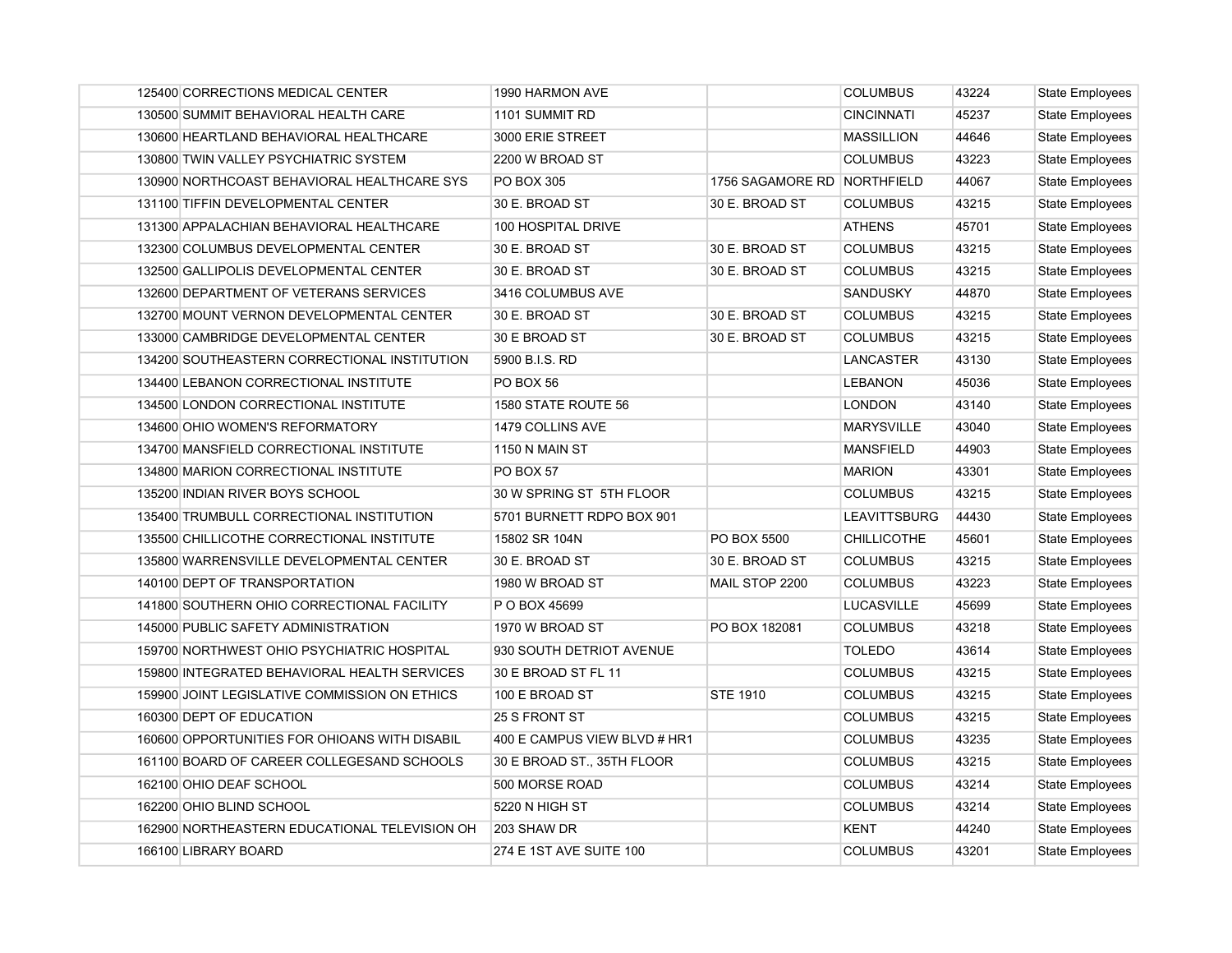| | | | | | |
|---|---|---|---|---|---|
| 125400 CORRECTIONS MEDICAL CENTER | 1990 HARMON AVE | | COLUMBUS | 43224 | State Employees |
| 130500 SUMMIT BEHAVIORAL HEALTH CARE | 1101 SUMMIT RD | | CINCINNATI | 45237 | State Employees |
| 130600 HEARTLAND BEHAVIORAL HEALTHCARE | 3000 ERIE STREET | | MASSILLION | 44646 | State Employees |
| 130800 TWIN VALLEY PSYCHIATRIC SYSTEM | 2200 W BROAD ST | | COLUMBUS | 43223 | State Employees |
| 130900 NORTHCOAST BEHAVIORAL HEALTHCARE SYS | PO BOX 305 | 1756 SAGAMORE RD | NORTHFIELD | 44067 | State Employees |
| 131100 TIFFIN DEVELOPMENTAL CENTER | 30 E. BROAD ST | 30 E. BROAD ST | COLUMBUS | 43215 | State Employees |
| 131300 APPALACHIAN BEHAVIORAL HEALTHCARE | 100 HOSPITAL DRIVE | | ATHENS | 45701 | State Employees |
| 132300 COLUMBUS DEVELOPMENTAL CENTER | 30 E. BROAD ST | 30 E. BROAD ST | COLUMBUS | 43215 | State Employees |
| 132500 GALLIPOLIS DEVELOPMENTAL CENTER | 30 E. BROAD ST | 30 E. BROAD ST | COLUMBUS | 43215 | State Employees |
| 132600 DEPARTMENT OF VETERANS SERVICES | 3416 COLUMBUS AVE | | SANDUSKY | 44870 | State Employees |
| 132700 MOUNT VERNON DEVELOPMENTAL CENTER | 30 E. BROAD ST | 30 E. BROAD ST | COLUMBUS | 43215 | State Employees |
| 133000 CAMBRIDGE DEVELOPMENTAL CENTER | 30 E BROAD ST | 30 E. BROAD ST | COLUMBUS | 43215 | State Employees |
| 134200 SOUTHEASTERN CORRECTIONAL INSTITUTION | 5900 B.I.S. RD | | LANCASTER | 43130 | State Employees |
| 134400 LEBANON CORRECTIONAL INSTITUTE | PO BOX 56 | | LEBANON | 45036 | State Employees |
| 134500 LONDON CORRECTIONAL INSTITUTE | 1580 STATE ROUTE 56 | | LONDON | 43140 | State Employees |
| 134600 OHIO WOMEN'S REFORMATORY | 1479 COLLINS AVE | | MARYSVILLE | 43040 | State Employees |
| 134700 MANSFIELD CORRECTIONAL INSTITUTE | 1150 N MAIN ST | | MANSFIELD | 44903 | State Employees |
| 134800 MARION CORRECTIONAL INSTITUTE | PO BOX 57 | | MARION | 43301 | State Employees |
| 135200 INDIAN RIVER BOYS SCHOOL | 30 W SPRING ST 5TH FLOOR | | COLUMBUS | 43215 | State Employees |
| 135400 TRUMBULL CORRECTIONAL INSTITUTION | 5701 BURNETT RDPO BOX 901 | | LEAVITTSBURG | 44430 | State Employees |
| 135500 CHILLICOTHE CORRECTIONAL INSTITUTE | 15802 SR 104N | PO BOX 5500 | CHILLICOTHE | 45601 | State Employees |
| 135800 WARRENSVILLE DEVELOPMENTAL CENTER | 30 E. BROAD ST | 30 E. BROAD ST | COLUMBUS | 43215 | State Employees |
| 140100 DEPT OF TRANSPORTATION | 1980 W BROAD ST | MAIL STOP 2200 | COLUMBUS | 43223 | State Employees |
| 141800 SOUTHERN OHIO CORRECTIONAL FACILITY | P O BOX 45699 | | LUCASVILLE | 45699 | State Employees |
| 145000 PUBLIC SAFETY ADMINISTRATION | 1970 W BROAD ST | PO BOX 182081 | COLUMBUS | 43218 | State Employees |
| 159700 NORTHWEST OHIO PSYCHIATRIC HOSPITAL | 930 SOUTH DETRIOT AVENUE | | TOLEDO | 43614 | State Employees |
| 159800 INTEGRATED BEHAVIORAL HEALTH SERVICES | 30 E BROAD ST FL 11 | | COLUMBUS | 43215 | State Employees |
| 159900 JOINT LEGISLATIVE COMMISSION ON ETHICS | 100 E BROAD ST | STE 1910 | COLUMBUS | 43215 | State Employees |
| 160300 DEPT OF EDUCATION | 25 S FRONT ST | | COLUMBUS | 43215 | State Employees |
| 160600 OPPORTUNITIES FOR OHIOANS WITH DISABIL | 400 E CAMPUS VIEW BLVD # HR1 | | COLUMBUS | 43235 | State Employees |
| 161100 BOARD OF CAREER COLLEGESAND SCHOOLS | 30 E BROAD ST., 35TH FLOOR | | COLUMBUS | 43215 | State Employees |
| 162100 OHIO DEAF SCHOOL | 500 MORSE ROAD | | COLUMBUS | 43214 | State Employees |
| 162200 OHIO BLIND SCHOOL | 5220 N HIGH ST | | COLUMBUS | 43214 | State Employees |
| 162900 NORTHEASTERN EDUCATIONAL TELEVISION OH | 203 SHAW DR | | KENT | 44240 | State Employees |
| 166100 LIBRARY BOARD | 274 E 1ST AVE SUITE 100 | | COLUMBUS | 43201 | State Employees |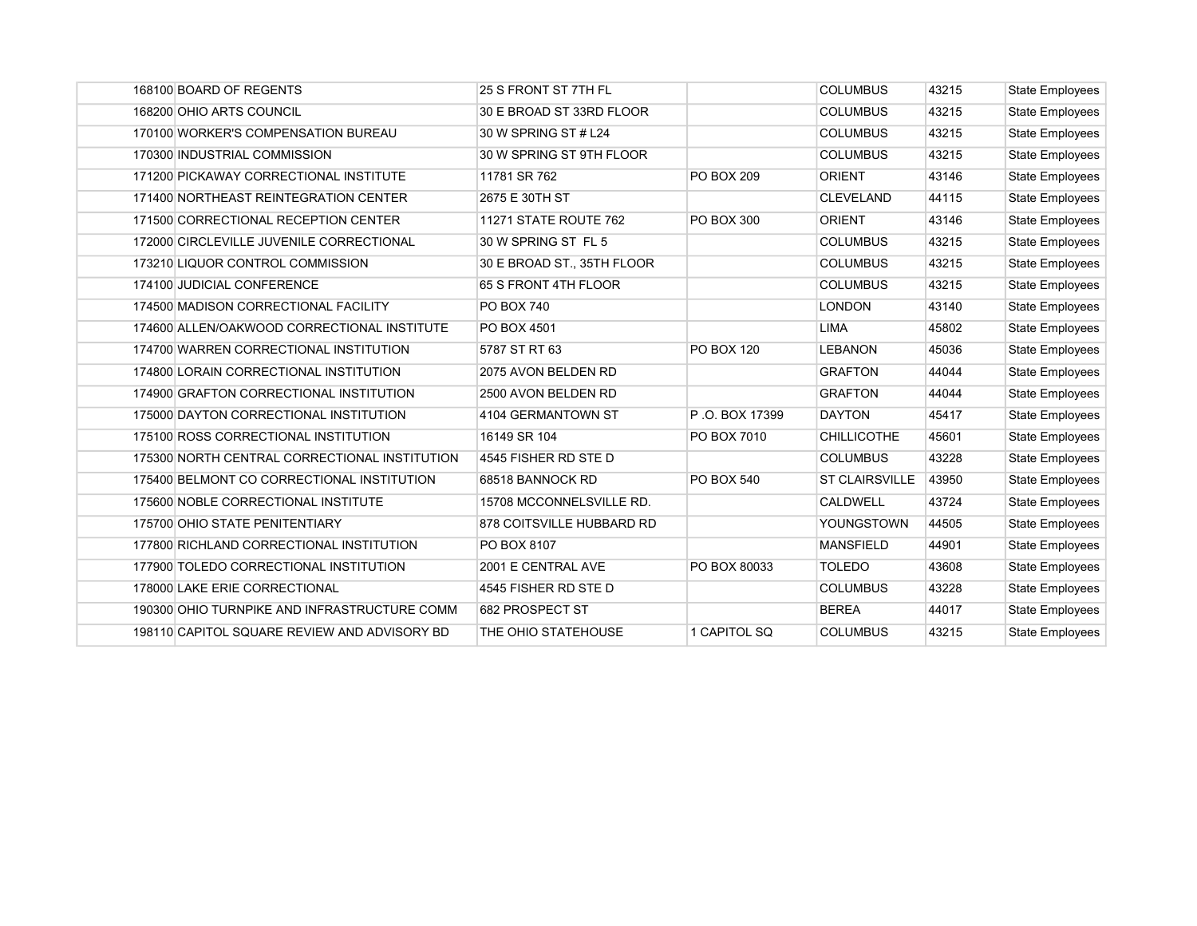| | | | | | | |
|---|---|---|---|---|---|---|
| 168100 | BOARD OF REGENTS | 25 S FRONT ST 7TH FL | | COLUMBUS | 43215 | State Employees |
| 168200 | OHIO ARTS COUNCIL | 30 E BROAD ST 33RD FLOOR | | COLUMBUS | 43215 | State Employees |
| 170100 | WORKER'S COMPENSATION BUREAU | 30 W SPRING ST # L24 | | COLUMBUS | 43215 | State Employees |
| 170300 | INDUSTRIAL COMMISSION | 30 W SPRING ST 9TH FLOOR | | COLUMBUS | 43215 | State Employees |
| 171200 | PICKAWAY CORRECTIONAL INSTITUTE | 11781 SR 762 | PO BOX 209 | ORIENT | 43146 | State Employees |
| 171400 | NORTHEAST REINTEGRATION CENTER | 2675 E 30TH ST | | CLEVELAND | 44115 | State Employees |
| 171500 | CORRECTIONAL RECEPTION CENTER | 11271 STATE ROUTE 762 | PO BOX 300 | ORIENT | 43146 | State Employees |
| 172000 | CIRCLEVILLE JUVENILE CORRECTIONAL | 30 W SPRING ST FL 5 | | COLUMBUS | 43215 | State Employees |
| 173210 | LIQUOR CONTROL COMMISSION | 30 E BROAD ST., 35TH FLOOR | | COLUMBUS | 43215 | State Employees |
| 174100 | JUDICIAL CONFERENCE | 65 S FRONT 4TH FLOOR | | COLUMBUS | 43215 | State Employees |
| 174500 | MADISON CORRECTIONAL FACILITY | PO BOX 740 | | LONDON | 43140 | State Employees |
| 174600 | ALLEN/OAKWOOD CORRECTIONAL INSTITUTE | PO BOX 4501 | | LIMA | 45802 | State Employees |
| 174700 | WARREN CORRECTIONAL INSTITUTION | 5787 ST RT 63 | PO BOX 120 | LEBANON | 45036 | State Employees |
| 174800 | LORAIN CORRECTIONAL INSTITUTION | 2075 AVON BELDEN RD | | GRAFTON | 44044 | State Employees |
| 174900 | GRAFTON CORRECTIONAL INSTITUTION | 2500 AVON BELDEN RD | | GRAFTON | 44044 | State Employees |
| 175000 | DAYTON CORRECTIONAL INSTITUTION | 4104 GERMANTOWN ST | P .O. BOX 17399 | DAYTON | 45417 | State Employees |
| 175100 | ROSS CORRECTIONAL INSTITUTION | 16149 SR 104 | PO BOX 7010 | CHILLICOTHE | 45601 | State Employees |
| 175300 | NORTH CENTRAL CORRECTIONAL INSTITUTION | 4545 FISHER RD STE D | | COLUMBUS | 43228 | State Employees |
| 175400 | BELMONT CO CORRECTIONAL INSTITUTION | 68518 BANNOCK RD | PO BOX 540 | ST CLAIRSVILLE | 43950 | State Employees |
| 175600 | NOBLE CORRECTIONAL INSTITUTE | 15708 MCCONNELSVILLE RD. | | CALDWELL | 43724 | State Employees |
| 175700 | OHIO STATE PENITENTIARY | 878 COITSVILLE HUBBARD RD | | YOUNGSTOWN | 44505 | State Employees |
| 177800 | RICHLAND CORRECTIONAL INSTITUTION | PO BOX 8107 | | MANSFIELD | 44901 | State Employees |
| 177900 | TOLEDO CORRECTIONAL INSTITUTION | 2001 E CENTRAL AVE | PO BOX 80033 | TOLEDO | 43608 | State Employees |
| 178000 | LAKE ERIE CORRECTIONAL | 4545 FISHER RD STE D | | COLUMBUS | 43228 | State Employees |
| 190300 | OHIO TURNPIKE AND INFRASTRUCTURE COMM | 682 PROSPECT ST | | BEREA | 44017 | State Employees |
| 198110 | CAPITOL SQUARE REVIEW AND ADVISORY BD | THE OHIO STATEHOUSE | 1 CAPITOL SQ | COLUMBUS | 43215 | State Employees |